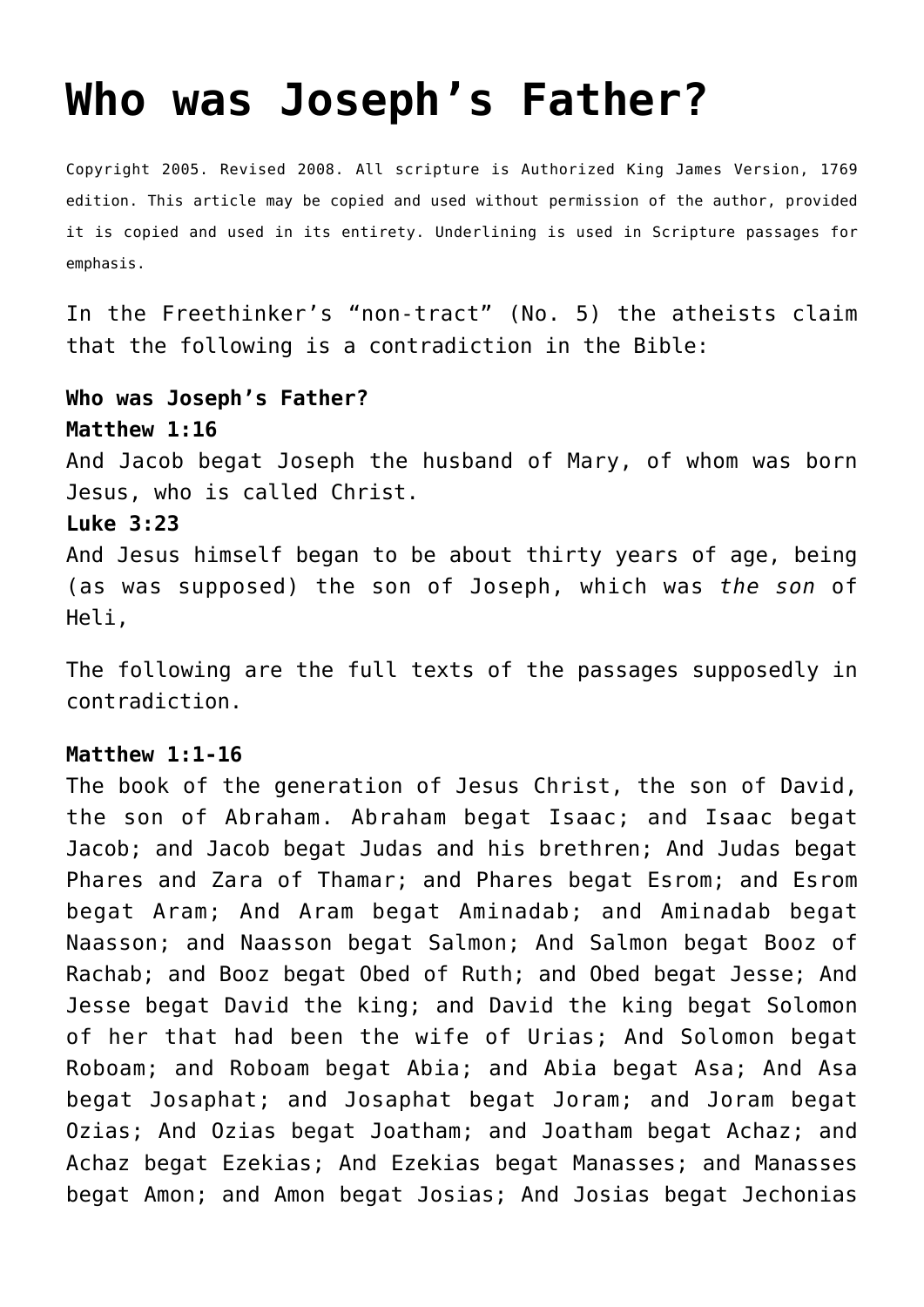# Who was Joseph's Father?

Copyright 2005. Revised 2008. All scripture is Authorized King James Version, 1769 edition. This article may be copied and used without permission of the author, provided it is copied and used in its entirety. Underlining is used in Scripture passages for emphasis.

In the Freethinker's "non-tract" (No. 5) the atheists claim that the following is a contradiction in the Bible:

**Who was Joseph's Father?**
**Matthew 1:16**
And Jacob begat Joseph the husband of Mary, of whom was born Jesus, who is called Christ.
**Luke 3:23**
And Jesus himself began to be about thirty years of age, being (as was supposed) the son of Joseph, which was *the son* of Heli,

The following are the full texts of the passages supposedly in contradiction.

**Matthew 1:1-16**
The book of the generation of Jesus Christ, the son of David, the son of Abraham. Abraham begat Isaac; and Isaac begat Jacob; and Jacob begat Judas and his brethren; And Judas begat Phares and Zara of Thamar; and Phares begat Esrom; and Esrom begat Aram; And Aram begat Aminadab; and Aminadab begat Naasson; and Naasson begat Salmon; And Salmon begat Booz of Rachab; and Booz begat Obed of Ruth; and Obed begat Jesse; And Jesse begat David the king; and David the king begat Solomon of her that had been the wife of Urias; And Solomon begat Roboam; and Roboam begat Abia; and Abia begat Asa; And Asa begat Josaphat; and Josaphat begat Joram; and Joram begat Ozias; And Ozias begat Joatham; and Joatham begat Achaz; and Achaz begat Ezekias; And Ezekias begat Manasses; and Manasses begat Amon; and Amon begat Josias; And Josias begat Jechonias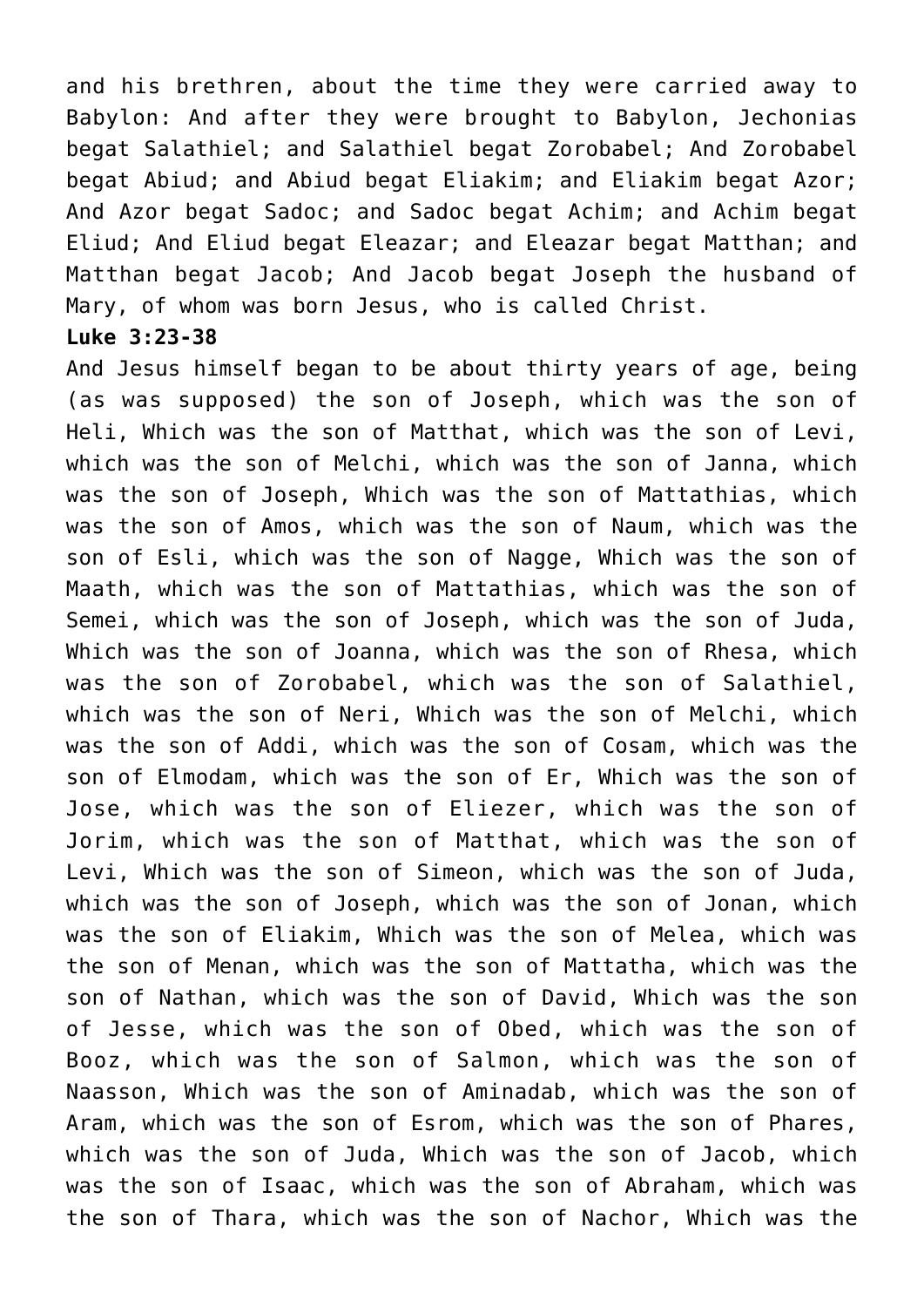and his brethren, about the time they were carried away to Babylon: And after they were brought to Babylon, Jechonias begat Salathiel; and Salathiel begat Zorobabel; And Zorobabel begat Abiud; and Abiud begat Eliakim; and Eliakim begat Azor; And Azor begat Sadoc; and Sadoc begat Achim; and Achim begat Eliud; And Eliud begat Eleazar; and Eleazar begat Matthan; and Matthan begat Jacob; And Jacob begat Joseph the husband of Mary, of whom was born Jesus, who is called Christ.

**Luke 3:23-38**

And Jesus himself began to be about thirty years of age, being (as was supposed) the son of Joseph, which was the son of Heli, Which was the son of Matthat, which was the son of Levi, which was the son of Melchi, which was the son of Janna, which was the son of Joseph, Which was the son of Mattathias, which was the son of Amos, which was the son of Naum, which was the son of Esli, which was the son of Nagge, Which was the son of Maath, which was the son of Mattathias, which was the son of Semei, which was the son of Joseph, which was the son of Juda, Which was the son of Joanna, which was the son of Rhesa, which was the son of Zorobabel, which was the son of Salathiel, which was the son of Neri, Which was the son of Melchi, which was the son of Addi, which was the son of Cosam, which was the son of Elmodam, which was the son of Er, Which was the son of Jose, which was the son of Eliezer, which was the son of Jorim, which was the son of Matthat, which was the son of Levi, Which was the son of Simeon, which was the son of Juda, which was the son of Joseph, which was the son of Jonan, which was the son of Eliakim, Which was the son of Melea, which was the son of Menan, which was the son of Mattatha, which was the son of Nathan, which was the son of David, Which was the son of Jesse, which was the son of Obed, which was the son of Booz, which was the son of Salmon, which was the son of Naasson, Which was the son of Aminadab, which was the son of Aram, which was the son of Esrom, which was the son of Phares, which was the son of Juda, Which was the son of Jacob, which was the son of Isaac, which was the son of Abraham, which was the son of Thara, which was the son of Nachor, Which was the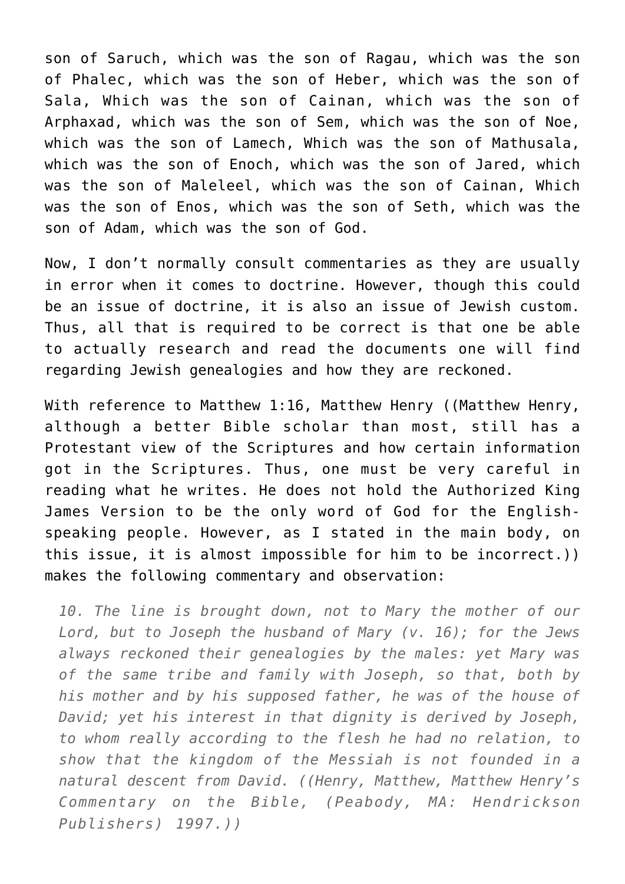son of Saruch, which was the son of Ragau, which was the son of Phalec, which was the son of Heber, which was the son of Sala, Which was the son of Cainan, which was the son of Arphaxad, which was the son of Sem, which was the son of Noe, which was the son of Lamech, Which was the son of Mathusala, which was the son of Enoch, which was the son of Jared, which was the son of Maleleel, which was the son of Cainan, Which was the son of Enos, which was the son of Seth, which was the son of Adam, which was the son of God.

Now, I don't normally consult commentaries as they are usually in error when it comes to doctrine. However, though this could be an issue of doctrine, it is also an issue of Jewish custom. Thus, all that is required to be correct is that one be able to actually research and read the documents one will find regarding Jewish genealogies and how they are reckoned.

With reference to Matthew 1:16, Matthew Henry ((Matthew Henry, although a better Bible scholar than most, still has a Protestant view of the Scriptures and how certain information got in the Scriptures. Thus, one must be very careful in reading what he writes. He does not hold the Authorized King James Version to be the only word of God for the English-speaking people. However, as I stated in the main body, on this issue, it is almost impossible for him to be incorrect.)) makes the following commentary and observation:

> *10. The line is brought down, not to Mary the mother of our Lord, but to Joseph the husband of Mary (v. 16); for the Jews always reckoned their genealogies by the males: yet Mary was of the same tribe and family with Joseph, so that, both by his mother and by his supposed father, he was of the house of David; yet his interest in that dignity is derived by Joseph, to whom really according to the flesh he had no relation, to show that the kingdom of the Messiah is not founded in a natural descent from David. ((Henry, Matthew, Matthew Henry's Commentary on the Bible, (Peabody, MA: Hendrickson Publishers) 1997.))*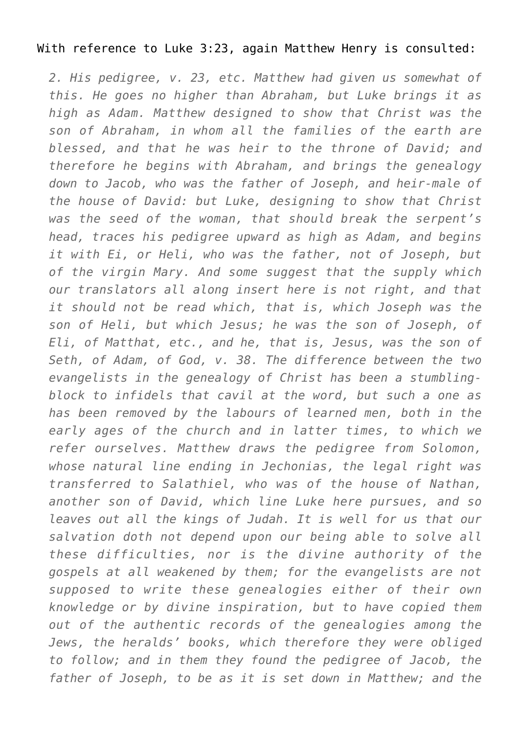With reference to Luke 3:23, again Matthew Henry is consulted:

> *2. His pedigree, v. 23, etc. Matthew had given us somewhat of this. He goes no higher than Abraham, but Luke brings it as high as Adam. Matthew designed to show that Christ was the son of Abraham, in whom all the families of the earth are blessed, and that he was heir to the throne of David; and therefore he begins with Abraham, and brings the genealogy down to Jacob, who was the father of Joseph, and heir-male of the house of David: but Luke, designing to show that Christ was the seed of the woman, that should break the serpent's head, traces his pedigree upward as high as Adam, and begins it with Ei, or Heli, who was the father, not of Joseph, but of the virgin Mary. And some suggest that the supply which our translators all along insert here is not right, and that it should not be read which, that is, which Joseph was the son of Heli, but which Jesus; he was the son of Joseph, of Eli, of Matthat, etc., and he, that is, Jesus, was the son of Seth, of Adam, of God, v. 38. The difference between the two evangelists in the genealogy of Christ has been a stumbling-block to infidels that cavil at the word, but such a one as has been removed by the labours of learned men, both in the early ages of the church and in latter times, to which we refer ourselves. Matthew draws the pedigree from Solomon, whose natural line ending in Jechonias, the legal right was transferred to Salathiel, who was of the house of Nathan, another son of David, which line Luke here pursues, and so leaves out all the kings of Judah. It is well for us that our salvation doth not depend upon our being able to solve all these difficulties, nor is the divine authority of the gospels at all weakened by them; for the evangelists are not supposed to write these genealogies either of their own knowledge or by divine inspiration, but to have copied them out of the authentic records of the genealogies among the Jews, the heralds' books, which therefore they were obliged to follow; and in them they found the pedigree of Jacob, the father of Joseph, to be as it is set down in Matthew; and the*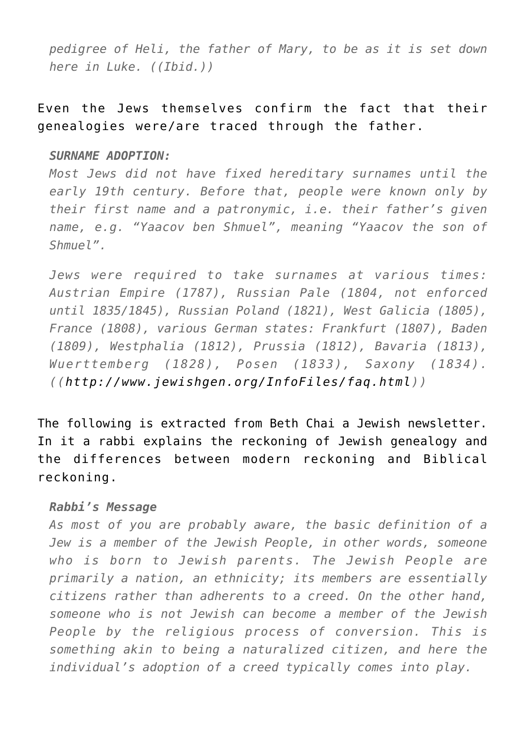> *pedigree of Heli, the father of Mary, to be as it is set down here in Luke. ((Ibid.))*

Even the Jews themselves confirm the fact that their genealogies were/are traced through the father.

> ***SURNAME ADOPTION:***
> *Most Jews did not have fixed hereditary surnames until the early 19th century. Before that, people were known only by their first name and a patronymic, i.e. their father's given name, e.g. "Yaacov ben Shmuel", meaning "Yaacov the son of Shmuel".*
>
> *Jews were required to take surnames at various times: Austrian Empire (1787), Russian Pale (1804, not enforced until 1835/1845), Russian Poland (1821), West Galicia (1805), France (1808), various German states: Frankfurt (1807), Baden (1809), Westphalia (1812), Prussia (1812), Bavaria (1813), Wuerttemberg (1828), Posen (1833), Saxony (1834). ((http://www.jewishgen.org/InfoFiles/faq.html))*

The following is extracted from Beth Chai a Jewish newsletter. In it a rabbi explains the reckoning of Jewish genealogy and the differences between modern reckoning and Biblical reckoning.

> ***Rabbi's Message***
> *As most of you are probably aware, the basic definition of a Jew is a member of the Jewish People, in other words, someone who is born to Jewish parents. The Jewish People are primarily a nation, an ethnicity; its members are essentially citizens rather than adherents to a creed. On the other hand, someone who is not Jewish can become a member of the Jewish People by the religious process of conversion. This is something akin to being a naturalized citizen, and here the individual's adoption of a creed typically comes into play.*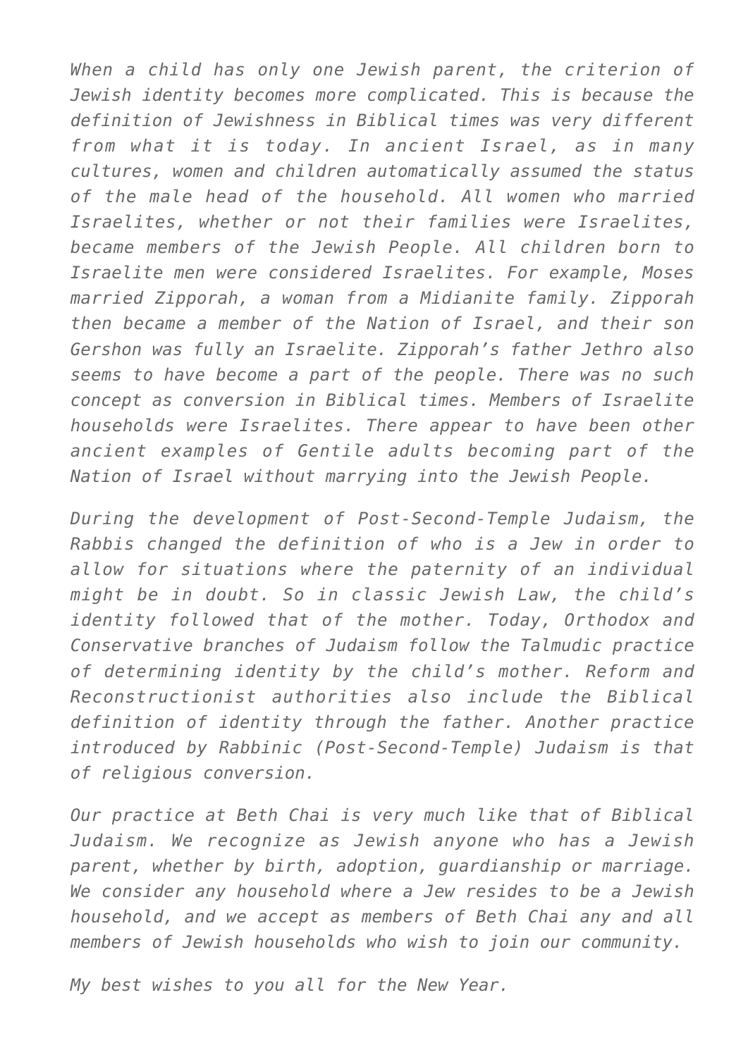*When a child has only one Jewish parent, the criterion of Jewish identity becomes more complicated. This is because the definition of Jewishness in Biblical times was very different from what it is today. In ancient Israel, as in many cultures, women and children automatically assumed the status of the male head of the household. All women who married Israelites, whether or not their families were Israelites, became members of the Jewish People. All children born to Israelite men were considered Israelites. For example, Moses married Zipporah, a woman from a Midianite family. Zipporah then became a member of the Nation of Israel, and their son Gershon was fully an Israelite. Zipporah's father Jethro also seems to have become a part of the people. There was no such concept as conversion in Biblical times. Members of Israelite households were Israelites. There appear to have been other ancient examples of Gentile adults becoming part of the Nation of Israel without marrying into the Jewish People.*

*During the development of Post-Second-Temple Judaism, the Rabbis changed the definition of who is a Jew in order to allow for situations where the paternity of an individual might be in doubt. So in classic Jewish Law, the child's identity followed that of the mother. Today, Orthodox and Conservative branches of Judaism follow the Talmudic practice of determining identity by the child's mother. Reform and Reconstructionist authorities also include the Biblical definition of identity through the father. Another practice introduced by Rabbinic (Post-Second-Temple) Judaism is that of religious conversion.*

*Our practice at Beth Chai is very much like that of Biblical Judaism. We recognize as Jewish anyone who has a Jewish parent, whether by birth, adoption, guardianship or marriage. We consider any household where a Jew resides to be a Jewish household, and we accept as members of Beth Chai any and all members of Jewish households who wish to join our community.*

*My best wishes to you all for the New Year.*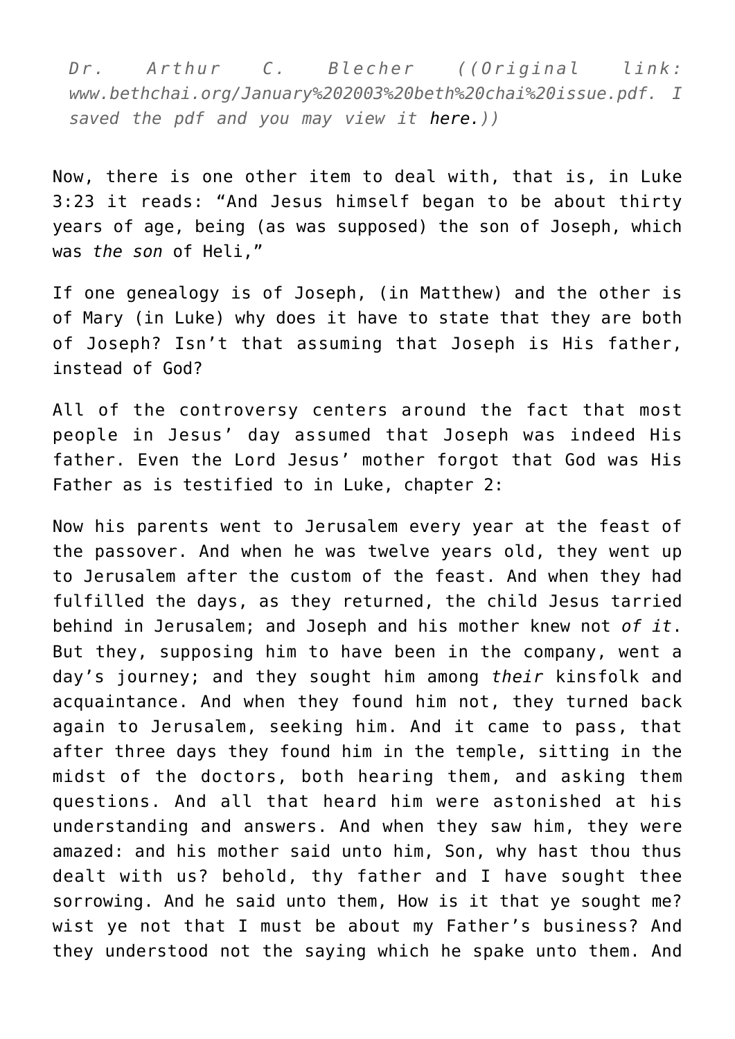*Dr. Arthur C. Blecher ((Original link: www.bethchai.org/January%202003%20beth%20chai%20issue.pdf. I saved the pdf and you may view it here.))*

Now, there is one other item to deal with, that is, in Luke 3:23 it reads: “And Jesus himself began to be about thirty years of age, being (as was supposed) the son of Joseph, which was *the son* of Heli,”

If one genealogy is of Joseph, (in Matthew) and the other is of Mary (in Luke) why does it have to state that they are both of Joseph? Isn’t that assuming that Joseph is His father, instead of God?

All of the controversy centers around the fact that most people in Jesus’ day assumed that Joseph was indeed His father. Even the Lord Jesus’ mother forgot that God was His Father as is testified to in Luke, chapter 2:

Now his parents went to Jerusalem every year at the feast of the passover. And when he was twelve years old, they went up to Jerusalem after the custom of the feast. And when they had fulfilled the days, as they returned, the child Jesus tarried behind in Jerusalem; and Joseph and his mother knew not *of it*. But they, supposing him to have been in the company, went a day’s journey; and they sought him among *their* kinsfolk and acquaintance. And when they found him not, they turned back again to Jerusalem, seeking him. And it came to pass, that after three days they found him in the temple, sitting in the midst of the doctors, both hearing them, and asking them questions. And all that heard him were astonished at his understanding and answers. And when they saw him, they were amazed: and his mother said unto him, Son, why hast thou thus dealt with us? behold, thy father and I have sought thee sorrowing. And he said unto them, How is it that ye sought me? wist ye not that I must be about my Father’s business? And they understood not the saying which he spake unto them. And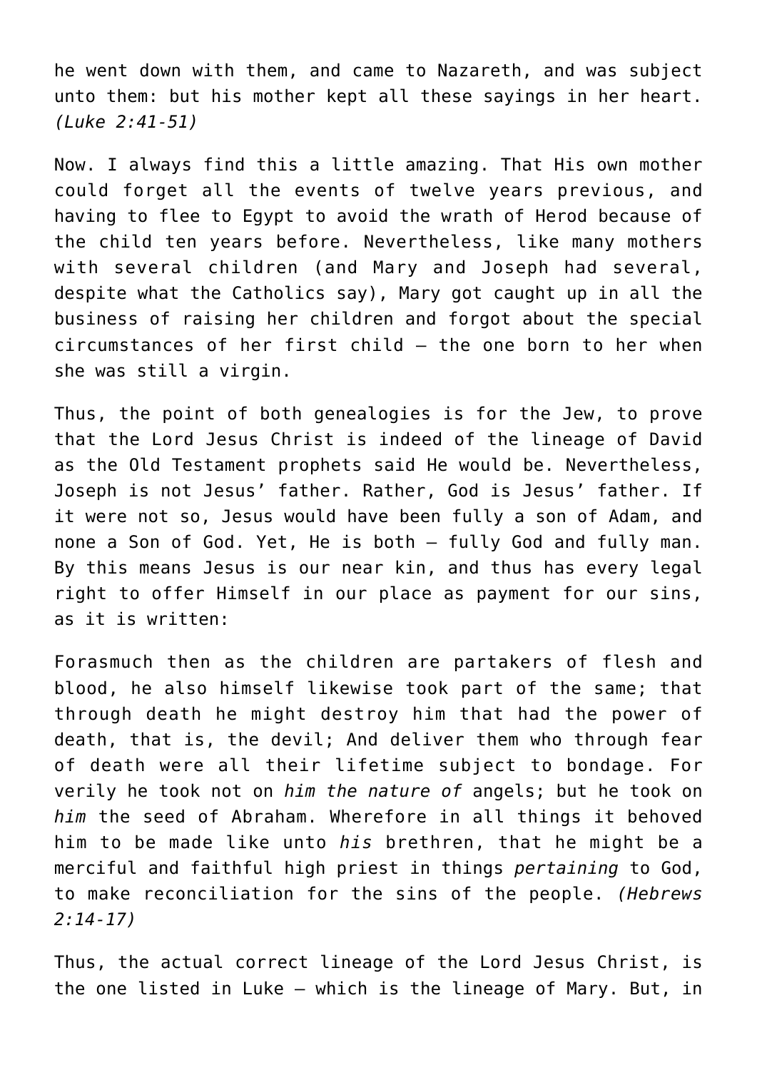he went down with them, and came to Nazareth, and was subject unto them: but his mother kept all these sayings in her heart. *(Luke 2:41-51)*

Now. I always find this a little amazing. That His own mother could forget all the events of twelve years previous, and having to flee to Egypt to avoid the wrath of Herod because of the child ten years before. Nevertheless, like many mothers with several children (and Mary and Joseph had several, despite what the Catholics say), Mary got caught up in all the business of raising her children and forgot about the special circumstances of her first child – the one born to her when she was still a virgin.

Thus, the point of both genealogies is for the Jew, to prove that the Lord Jesus Christ is indeed of the lineage of David as the Old Testament prophets said He would be. Nevertheless, Joseph is not Jesus' father. Rather, God is Jesus' father. If it were not so, Jesus would have been fully a son of Adam, and none a Son of God. Yet, He is both – fully God and fully man. By this means Jesus is our near kin, and thus has every legal right to offer Himself in our place as payment for our sins, as it is written:

Forasmuch then as the children are partakers of flesh and blood, he also himself likewise took part of the same; that through death he might destroy him that had the power of death, that is, the devil; And deliver them who through fear of death were all their lifetime subject to bondage. For verily he took not on *him the nature of* angels; but he took on *him* the seed of Abraham. Wherefore in all things it behoved him to be made like unto *his* brethren, that he might be a merciful and faithful high priest in things *pertaining* to God, to make reconciliation for the sins of the people. *(Hebrews 2:14-17)*

Thus, the actual correct lineage of the Lord Jesus Christ, is the one listed in Luke – which is the lineage of Mary. But, in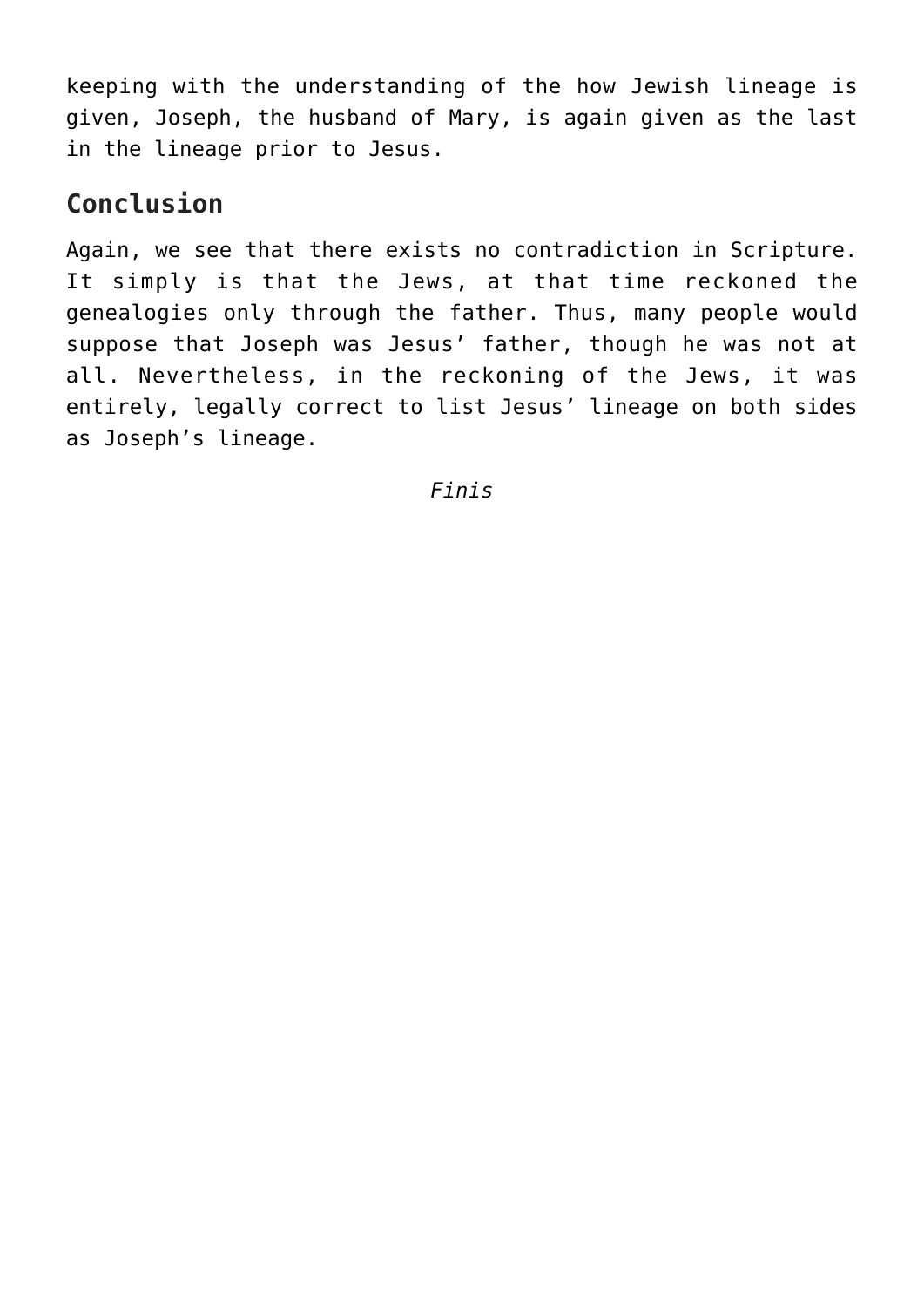keeping with the understanding of the how Jewish lineage is given, Joseph, the husband of Mary, is again given as the last in the lineage prior to Jesus.

## Conclusion

Again, we see that there exists no contradiction in Scripture. It simply is that the Jews, at that time reckoned the genealogies only through the father. Thus, many people would suppose that Joseph was Jesus' father, though he was not at all. Nevertheless, in the reckoning of the Jews, it was entirely, legally correct to list Jesus' lineage on both sides as Joseph's lineage.

*Finis*